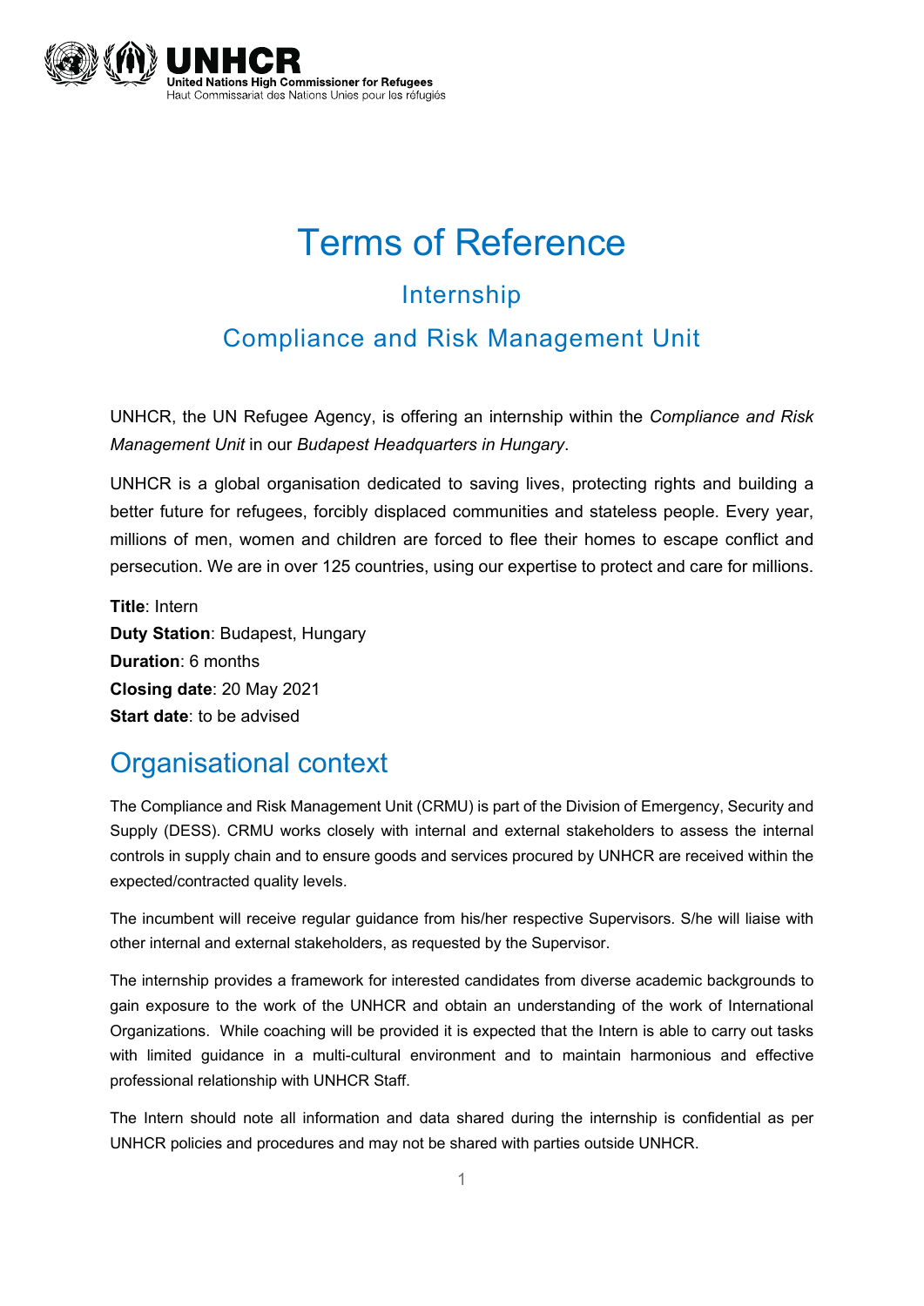UNHCR
United Nations High Commissioner for Refugees
Haut Commissariat des Nations Unies pour les réfugiés

# Terms of Reference

## Internship

## Compliance and Risk Management Unit

UNHCR, the UN Refugee Agency, is offering an internship within the *Compliance and Risk Management Unit* in our *Budapest Headquarters in Hungary*.

UNHCR is a global organisation dedicated to saving lives, protecting rights and building a better future for refugees, forcibly displaced communities and stateless people. Every year, millions of men, women and children are forced to flee their homes to escape conflict and persecution. We are in over 125 countries, using our expertise to protect and care for millions.

**Title**: Intern
**Duty Station**: Budapest, Hungary
**Duration**: 6 months
**Closing date**: 20 May 2021
**Start date**: to be advised

## Organisational context

The Compliance and Risk Management Unit (CRMU) is part of the Division of Emergency, Security and Supply (DESS). CRMU works closely with internal and external stakeholders to assess the internal controls in supply chain and to ensure goods and services procured by UNHCR are received within the expected/contracted quality levels.

The incumbent will receive regular guidance from his/her respective Supervisors. S/he will liaise with other internal and external stakeholders, as requested by the Supervisor.

The internship provides a framework for interested candidates from diverse academic backgrounds to gain exposure to the work of the UNHCR and obtain an understanding of the work of International Organizations. While coaching will be provided it is expected that the Intern is able to carry out tasks with limited guidance in a multi-cultural environment and to maintain harmonious and effective professional relationship with UNHCR Staff.

The Intern should note all information and data shared during the internship is confidential as per UNHCR policies and procedures and may not be shared with parties outside UNHCR.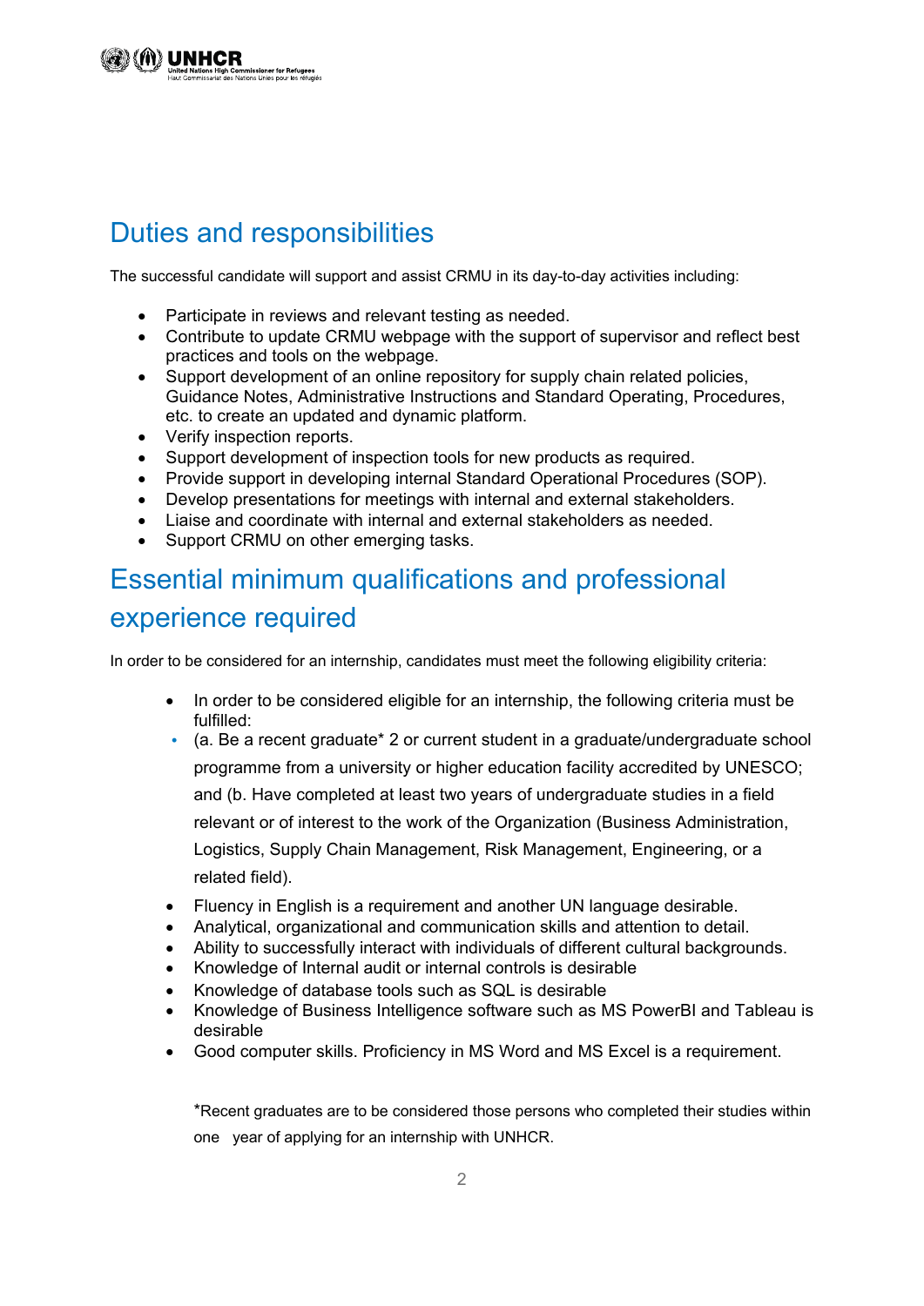## Duties and responsibilities

The successful candidate will support and assist CRMU in its day-to-day activities including:

- Participate in reviews and relevant testing as needed.
- Contribute to update CRMU webpage with the support of supervisor and reflect best practices and tools on the webpage.
- Support development of an online repository for supply chain related policies, Guidance Notes, Administrative Instructions and Standard Operating, Procedures, etc. to create an updated and dynamic platform.
- Verify inspection reports.
- Support development of inspection tools for new products as required.
- Provide support in developing internal Standard Operational Procedures (SOP).
- Develop presentations for meetings with internal and external stakeholders.
- Liaise and coordinate with internal and external stakeholders as needed.
- Support CRMU on other emerging tasks.

## Essential minimum qualifications and professional experience required

In order to be considered for an internship, candidates must meet the following eligibility criteria:

- In order to be considered eligible for an internship, the following criteria must be fulfilled:
- (a. Be a recent graduate* 2 or current student in a graduate/undergraduate school programme from a university or higher education facility accredited by UNESCO; and (b. Have completed at least two years of undergraduate studies in a field relevant or of interest to the work of the Organization (Business Administration, Logistics, Supply Chain Management, Risk Management, Engineering, or a related field).
- Fluency in English is a requirement and another UN language desirable.
- Analytical, organizational and communication skills and attention to detail.
- Ability to successfully interact with individuals of different cultural backgrounds.
- Knowledge of Internal audit or internal controls is desirable
- Knowledge of database tools such as SQL is desirable
- Knowledge of Business Intelligence software such as MS PowerBI and Tableau is desirable
- Good computer skills. Proficiency in MS Word and MS Excel is a requirement.

*Recent graduates are to be considered those persons who completed their studies within one year of applying for an internship with UNHCR.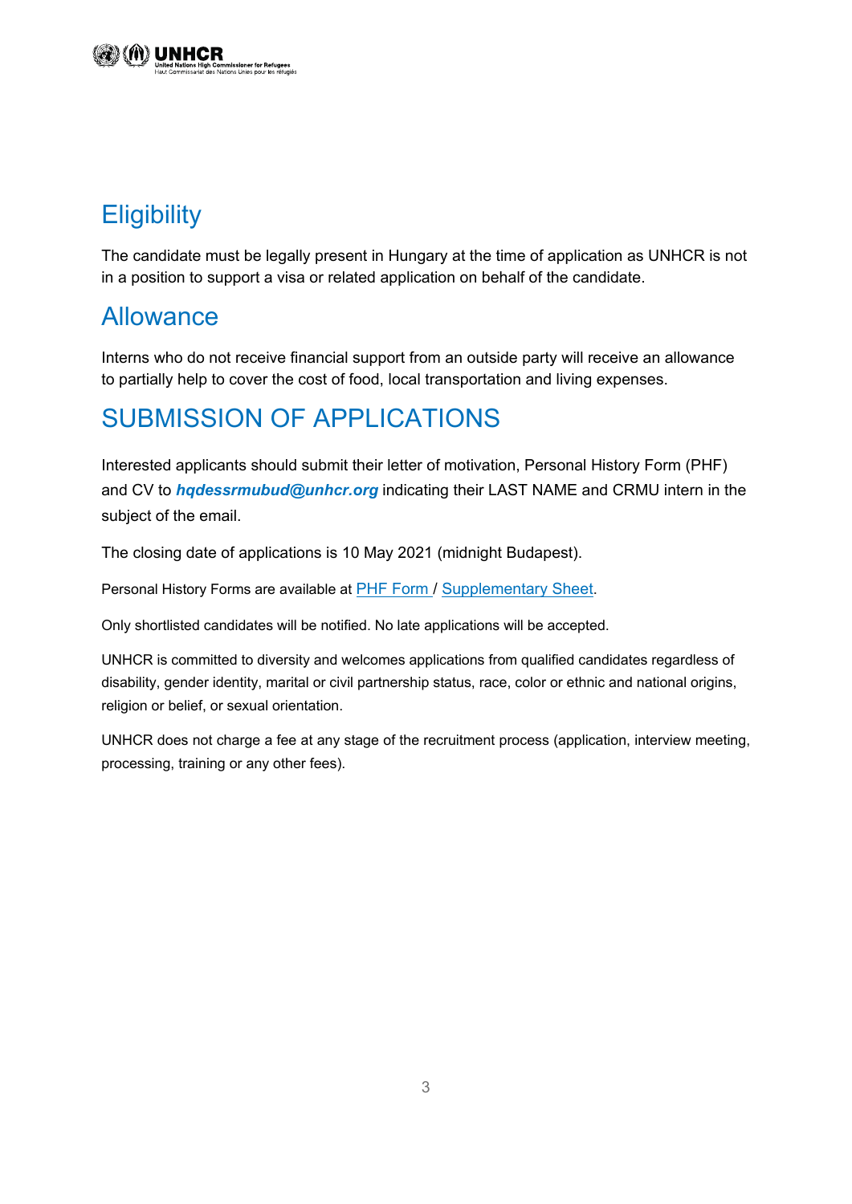## Eligibility

The candidate must be legally present in Hungary at the time of application as UNHCR is not in a position to support a visa or related application on behalf of the candidate.

## Allowance

Interns who do not receive financial support from an outside party will receive an allowance to partially help to cover the cost of food, local transportation and living expenses.

## SUBMISSION OF APPLICATIONS

Interested applicants should submit their letter of motivation, Personal History Form (PHF) and CV to ***hqdessrmubud@unhcr.org*** indicating their LAST NAME and CRMU intern in the subject of the email.

The closing date of applications is 10 May 2021 (midnight Budapest).

Personal History Forms are available at PHF Form / Supplementary Sheet.

Only shortlisted candidates will be notified. No late applications will be accepted.

UNHCR is committed to diversity and welcomes applications from qualified candidates regardless of disability, gender identity, marital or civil partnership status, race, color or ethnic and national origins, religion or belief, or sexual orientation.

UNHCR does not charge a fee at any stage of the recruitment process (application, interview meeting, processing, training or any other fees).